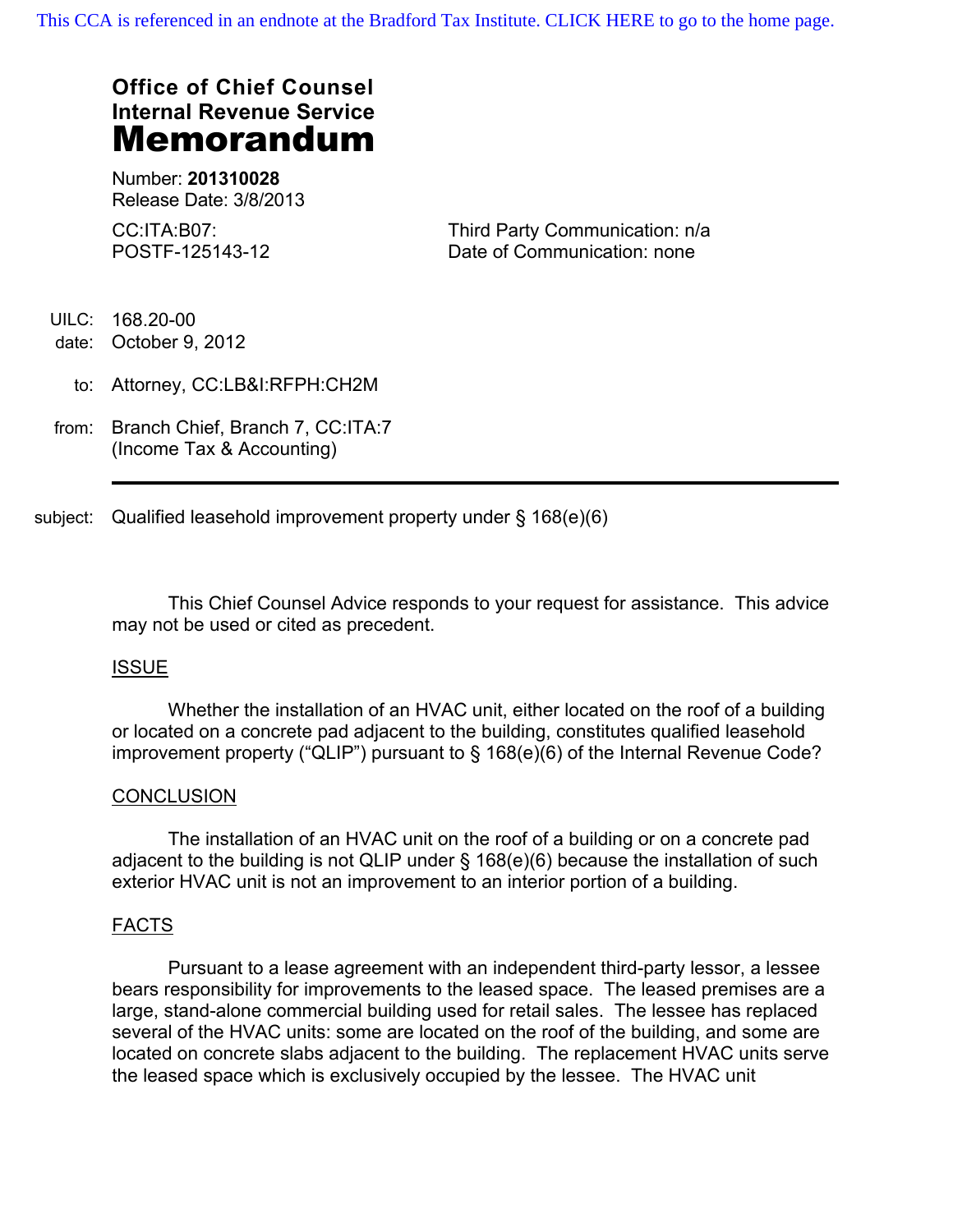This CCA is referenced in an endnote at the Bradford Tax Institute. CLICK HERE to go to the home page.

**Office of Chief Counsel**
**Internal Revenue Service**
# Memorandum

Number: **201310028**
Release Date: 3/8/2013

CC:ITA:B07:
POSTF-125143-12

Third Party Communication: n/a
Date of Communication: none

UILC: 168.20-00
date: October 9, 2012

to: Attorney, CC:LB&I:RFPH:CH2M

from: Branch Chief, Branch 7, CC:ITA:7
(Income Tax & Accounting)

---

subject: Qualified leasehold improvement property under § 168(e)(6)

This Chief Counsel Advice responds to your request for assistance. This advice may not be used or cited as precedent.

## ISSUE

Whether the installation of an HVAC unit, either located on the roof of a building or located on a concrete pad adjacent to the building, constitutes qualified leasehold improvement property ("QLIP") pursuant to § 168(e)(6) of the Internal Revenue Code?

## CONCLUSION

The installation of an HVAC unit on the roof of a building or on a concrete pad adjacent to the building is not QLIP under § 168(e)(6) because the installation of such exterior HVAC unit is not an improvement to an interior portion of a building.

## FACTS

Pursuant to a lease agreement with an independent third-party lessor, a lessee bears responsibility for improvements to the leased space. The leased premises are a large, stand-alone commercial building used for retail sales. The lessee has replaced several of the HVAC units: some are located on the roof of the building, and some are located on concrete slabs adjacent to the building. The replacement HVAC units serve the leased space which is exclusively occupied by the lessee. The HVAC unit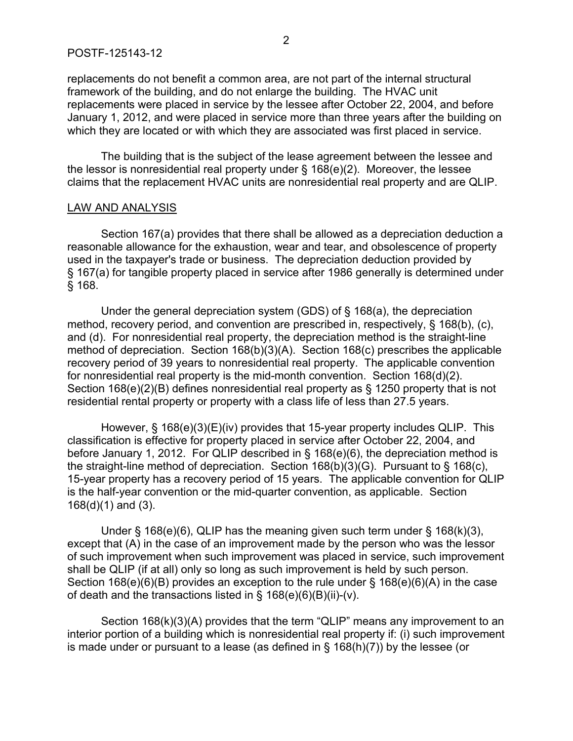replacements do not benefit a common area, are not part of the internal structural framework of the building, and do not enlarge the building. The HVAC unit replacements were placed in service by the lessee after October 22, 2004, and before January 1, 2012, and were placed in service more than three years after the building on which they are located or with which they are associated was first placed in service.

The building that is the subject of the lease agreement between the lessee and the lessor is nonresidential real property under § 168(e)(2). Moreover, the lessee claims that the replacement HVAC units are nonresidential real property and are QLIP.

## LAW AND ANALYSIS

Section 167(a) provides that there shall be allowed as a depreciation deduction a reasonable allowance for the exhaustion, wear and tear, and obsolescence of property used in the taxpayer's trade or business. The depreciation deduction provided by § 167(a) for tangible property placed in service after 1986 generally is determined under § 168.

Under the general depreciation system (GDS) of § 168(a), the depreciation method, recovery period, and convention are prescribed in, respectively, § 168(b), (c), and (d). For nonresidential real property, the depreciation method is the straight-line method of depreciation. Section 168(b)(3)(A). Section 168(c) prescribes the applicable recovery period of 39 years to nonresidential real property. The applicable convention for nonresidential real property is the mid-month convention. Section 168(d)(2). Section 168(e)(2)(B) defines nonresidential real property as § 1250 property that is not residential rental property or property with a class life of less than 27.5 years.

However, § 168(e)(3)(E)(iv) provides that 15-year property includes QLIP. This classification is effective for property placed in service after October 22, 2004, and before January 1, 2012. For QLIP described in § 168(e)(6), the depreciation method is the straight-line method of depreciation. Section 168(b)(3)(G). Pursuant to § 168(c), 15-year property has a recovery period of 15 years. The applicable convention for QLIP is the half-year convention or the mid-quarter convention, as applicable. Section 168(d)(1) and (3).

Under § 168(e)(6), QLIP has the meaning given such term under § 168(k)(3), except that (A) in the case of an improvement made by the person who was the lessor of such improvement when such improvement was placed in service, such improvement shall be QLIP (if at all) only so long as such improvement is held by such person. Section 168(e)(6)(B) provides an exception to the rule under § 168(e)(6)(A) in the case of death and the transactions listed in § 168(e)(6)(B)(ii)-(v).

Section 168(k)(3)(A) provides that the term "QLIP" means any improvement to an interior portion of a building which is nonresidential real property if: (i) such improvement is made under or pursuant to a lease (as defined in § 168(h)(7)) by the lessee (or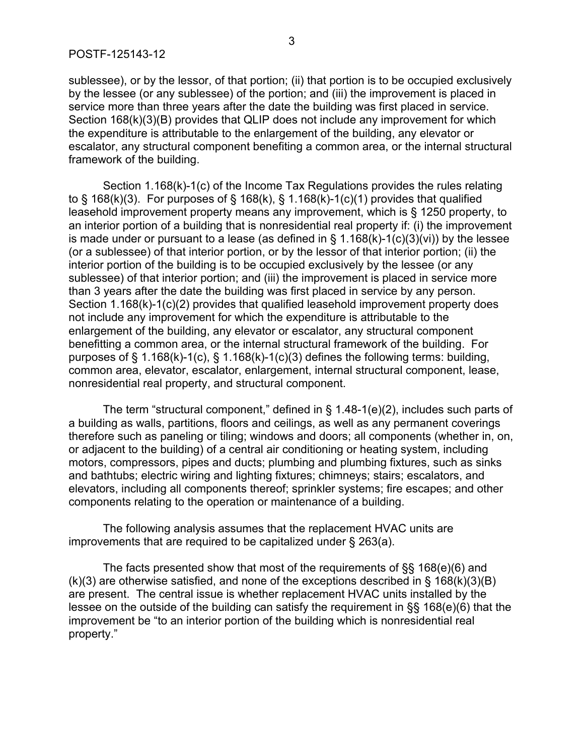sublessee), or by the lessor, of that portion; (ii) that portion is to be occupied exclusively by the lessee (or any sublessee) of the portion; and (iii) the improvement is placed in service more than three years after the date the building was first placed in service. Section 168(k)(3)(B) provides that QLIP does not include any improvement for which the expenditure is attributable to the enlargement of the building, any elevator or escalator, any structural component benefiting a common area, or the internal structural framework of the building.

Section 1.168(k)-1(c) of the Income Tax Regulations provides the rules relating to § 168(k)(3). For purposes of § 168(k), § 1.168(k)-1(c)(1) provides that qualified leasehold improvement property means any improvement, which is § 1250 property, to an interior portion of a building that is nonresidential real property if: (i) the improvement is made under or pursuant to a lease (as defined in § 1.168(k)-1(c)(3)(vi)) by the lessee (or a sublessee) of that interior portion, or by the lessor of that interior portion; (ii) the interior portion of the building is to be occupied exclusively by the lessee (or any sublessee) of that interior portion; and (iii) the improvement is placed in service more than 3 years after the date the building was first placed in service by any person. Section 1.168(k)-1(c)(2) provides that qualified leasehold improvement property does not include any improvement for which the expenditure is attributable to the enlargement of the building, any elevator or escalator, any structural component benefitting a common area, or the internal structural framework of the building. For purposes of § 1.168(k)-1(c), § 1.168(k)-1(c)(3) defines the following terms: building, common area, elevator, escalator, enlargement, internal structural component, lease, nonresidential real property, and structural component.

The term "structural component," defined in § 1.48-1(e)(2), includes such parts of a building as walls, partitions, floors and ceilings, as well as any permanent coverings therefore such as paneling or tiling; windows and doors; all components (whether in, on, or adjacent to the building) of a central air conditioning or heating system, including motors, compressors, pipes and ducts; plumbing and plumbing fixtures, such as sinks and bathtubs; electric wiring and lighting fixtures; chimneys; stairs; escalators, and elevators, including all components thereof; sprinkler systems; fire escapes; and other components relating to the operation or maintenance of a building.

The following analysis assumes that the replacement HVAC units are improvements that are required to be capitalized under § 263(a).

The facts presented show that most of the requirements of §§ 168(e)(6) and (k)(3) are otherwise satisfied, and none of the exceptions described in § 168(k)(3)(B) are present. The central issue is whether replacement HVAC units installed by the lessee on the outside of the building can satisfy the requirement in §§ 168(e)(6) that the improvement be "to an interior portion of the building which is nonresidential real property."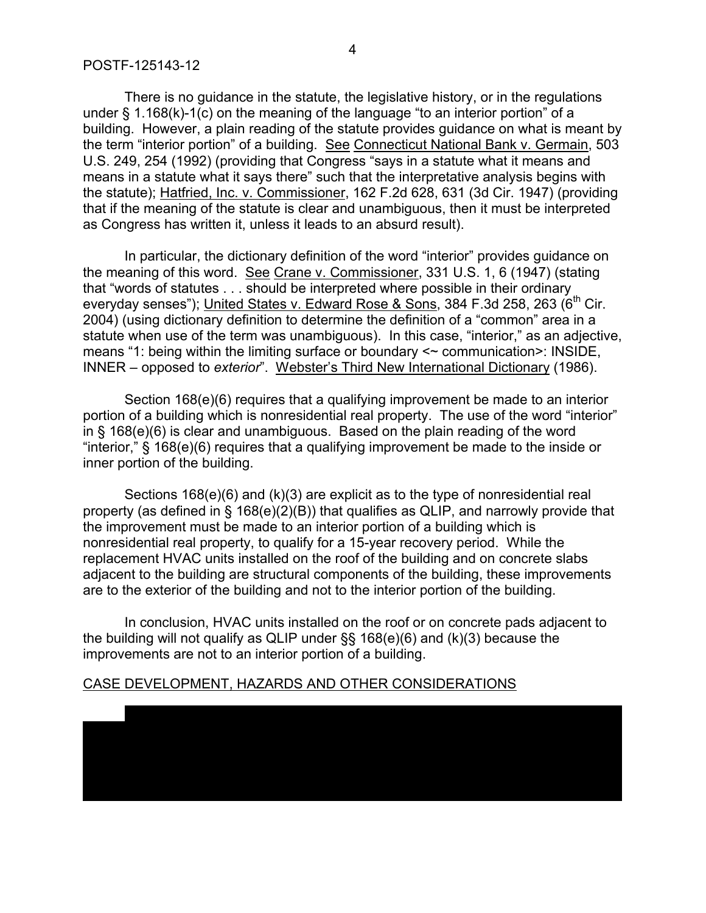There is no guidance in the statute, the legislative history, or in the regulations under § 1.168(k)-1(c) on the meaning of the language "to an interior portion" of a building. However, a plain reading of the statute provides guidance on what is meant by the term "interior portion" of a building. See Connecticut National Bank v. Germain, 503 U.S. 249, 254 (1992) (providing that Congress "says in a statute what it means and means in a statute what it says there" such that the interpretative analysis begins with the statute); Hatfried, Inc. v. Commissioner, 162 F.2d 628, 631 (3d Cir. 1947) (providing that if the meaning of the statute is clear and unambiguous, then it must be interpreted as Congress has written it, unless it leads to an absurd result).

In particular, the dictionary definition of the word "interior" provides guidance on the meaning of this word. See Crane v. Commissioner, 331 U.S. 1, 6 (1947) (stating that "words of statutes . . . should be interpreted where possible in their ordinary everyday senses"); United States v. Edward Rose & Sons, 384 F.3d 258, 263 (6th Cir. 2004) (using dictionary definition to determine the definition of a "common" area in a statute when use of the term was unambiguous). In this case, "interior," as an adjective, means "1: being within the limiting surface or boundary <~ communication>: INSIDE, INNER – opposed to *exterior*". Webster's Third New International Dictionary (1986).

Section 168(e)(6) requires that a qualifying improvement be made to an interior portion of a building which is nonresidential real property. The use of the word "interior" in § 168(e)(6) is clear and unambiguous. Based on the plain reading of the word "interior," § 168(e)(6) requires that a qualifying improvement be made to the inside or inner portion of the building.

Sections 168(e)(6) and (k)(3) are explicit as to the type of nonresidential real property (as defined in § 168(e)(2)(B)) that qualifies as QLIP, and narrowly provide that the improvement must be made to an interior portion of a building which is nonresidential real property, to qualify for a 15-year recovery period. While the replacement HVAC units installed on the roof of the building and on concrete slabs adjacent to the building are structural components of the building, these improvements are to the exterior of the building and not to the interior portion of the building.

In conclusion, HVAC units installed on the roof or on concrete pads adjacent to the building will not qualify as QLIP under §§ 168(e)(6) and (k)(3) because the improvements are not to an interior portion of a building.

CASE DEVELOPMENT, HAZARDS AND OTHER CONSIDERATIONS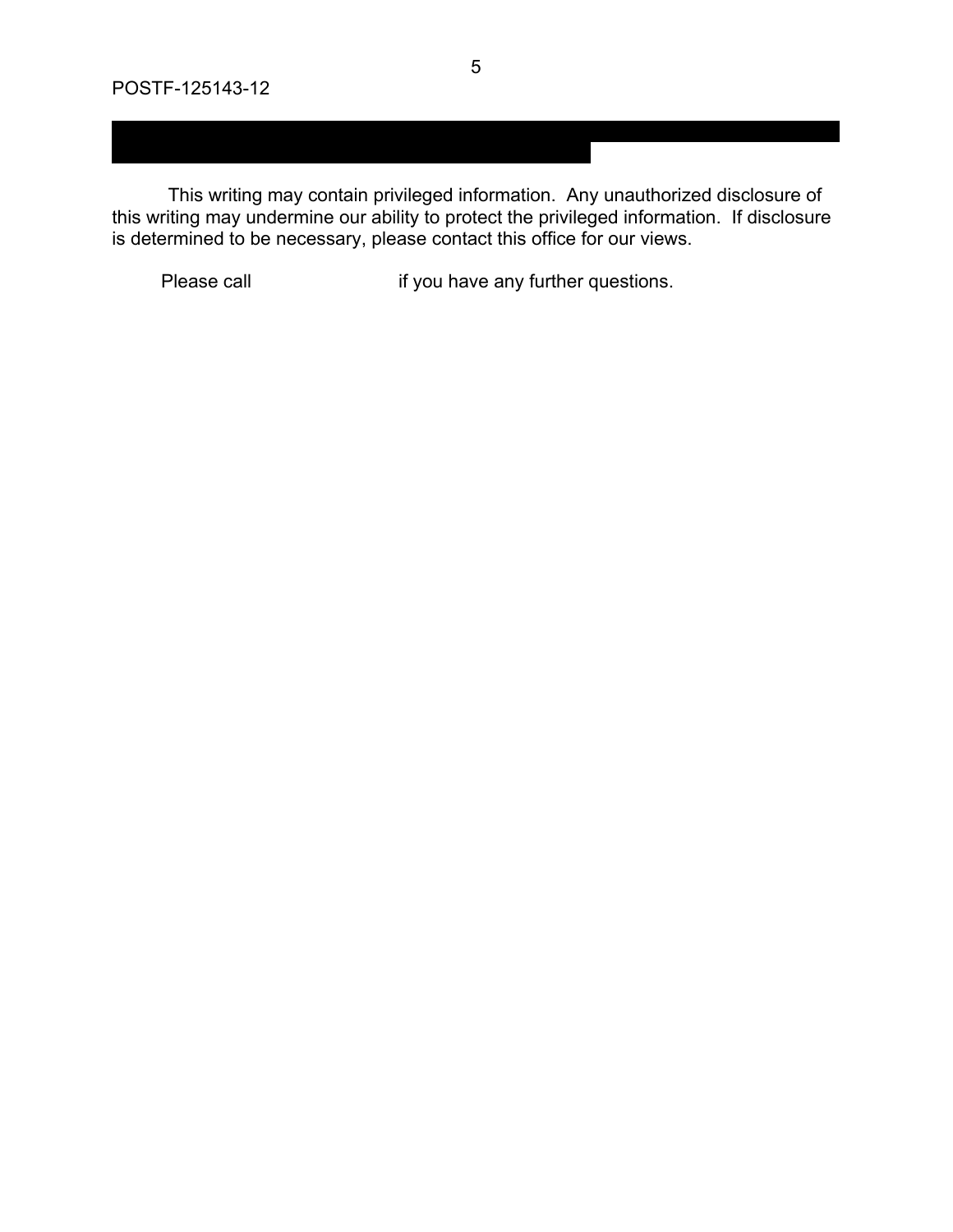This writing may contain privileged information. Any unauthorized disclosure of this writing may undermine our ability to protect the privileged information. If disclosure is determined to be necessary, please contact this office for our views.

Please call if you have any further questions.